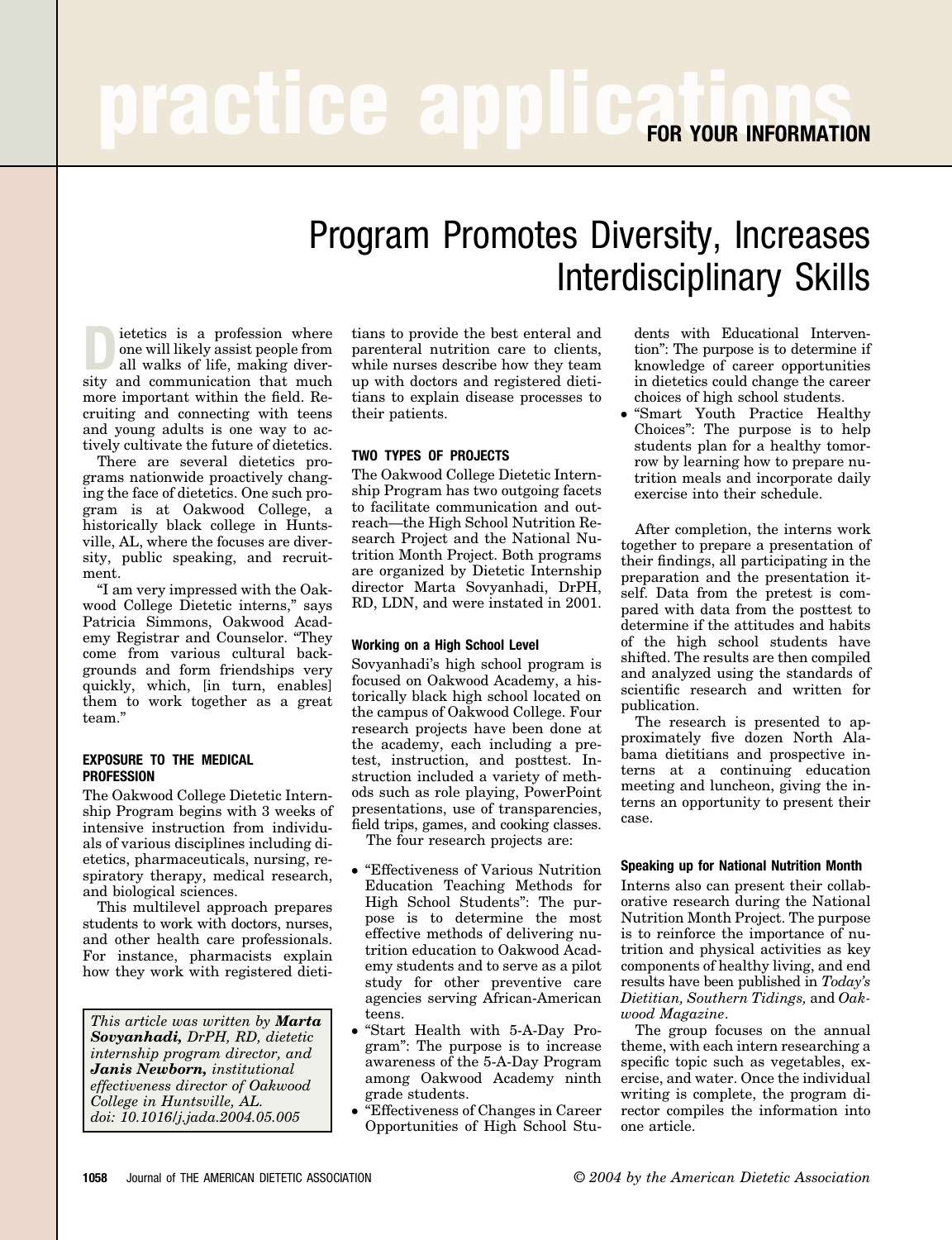# Program Promotes Diversity, Increases Interdisciplinary Skills

Dietetics is a profession where one will likely assist people from all walks of life, making diversity and communication that much more important within the field. Recruiting and connecting with teens and young adults is one way to actively cultivate the future of dietetics.

There are several dietetics programs nationwide proactively changing the face of dietetics. One such program is at Oakwood College, a historically black college in Huntsville, AL, where the focuses are diversity, public speaking, and recruitment.

"I am very impressed with the Oakwood College Dietetic interns," says Patricia Simmons, Oakwood Academy Registrar and Counselor. "They come from various cultural backgrounds and form friendships very quickly, which, [in turn, enables] them to work together as a great team."

## EXPOSURE TO THE MEDICAL PROFESSION

The Oakwood College Dietetic Internship Program begins with 3 weeks of intensive instruction from individuals of various disciplines including dietetics, pharmaceuticals, nursing, respiratory therapy, medical research, and biological sciences.

This multilevel approach prepares students to work with doctors, nurses, and other health care professionals. For instance, pharmacists explain how they work with registered dietitians to provide the best enteral and parenteral nutrition care to clients, while nurses describe how they team up with doctors and registered dietitians to explain disease processes to their patients.

*This article was written by **Marta Sovyanhadi,** DrPH, RD, dietetic internship program director, and **Janis Newborn,** institutional effectiveness director of Oakwood College in Huntsville, AL. doi: 10.1016/j.jada.2004.05.005*

## TWO TYPES OF PROJECTS

The Oakwood College Dietetic Internship Program has two outgoing facets to facilitate communication and outreach—the High School Nutrition Research Project and the National Nutrition Month Project. Both programs are organized by Dietetic Internship director Marta Sovyanhadi, DrPH, RD, LDN, and were instated in 2001.

### Working on a High School Level

Sovyanhadi's high school program is focused on Oakwood Academy, a historically black high school located on the campus of Oakwood College. Four research projects have been done at the academy, each including a pretest, instruction, and posttest. Instruction included a variety of methods such as role playing, PowerPoint presentations, use of transparencies, field trips, games, and cooking classes.

The four research projects are:

- "Effectiveness of Various Nutrition Education Teaching Methods for High School Students": The purpose is to determine the most effective methods of delivering nutrition education to Oakwood Academy students and to serve as a pilot study for other preventive care agencies serving African-American teens.
- "Start Health with 5-A-Day Program": The purpose is to increase awareness of the 5-A-Day Program among Oakwood Academy ninth grade students.
- "Effectiveness of Changes in Career Opportunities of High School Students with Educational Intervention": The purpose is to determine if knowledge of career opportunities in dietetics could change the career choices of high school students.
- "Smart Youth Practice Healthy Choices": The purpose is to help students plan for a healthy tomorrow by learning how to prepare nutrition meals and incorporate daily exercise into their schedule.

After completion, the interns work together to prepare a presentation of their findings, all participating in the preparation and the presentation itself. Data from the pretest is compared with data from the posttest to determine if the attitudes and habits of the high school students have shifted. The results are then compiled and analyzed using the standards of scientific research and written for publication.

The research is presented to approximately five dozen North Alabama dietitians and prospective interns at a continuing education meeting and luncheon, giving the interns an opportunity to present their case.

### Speaking up for National Nutrition Month

Interns also can present their collaborative research during the National Nutrition Month Project. The purpose is to reinforce the importance of nutrition and physical activities as key components of healthy living, and end results have been published in *Today's Dietitian, Southern Tidings,* and *Oakwood Magazine*.

The group focuses on the annual theme, with each intern researching a specific topic such as vegetables, exercise, and water. Once the individual writing is complete, the program director compiles the information into one article.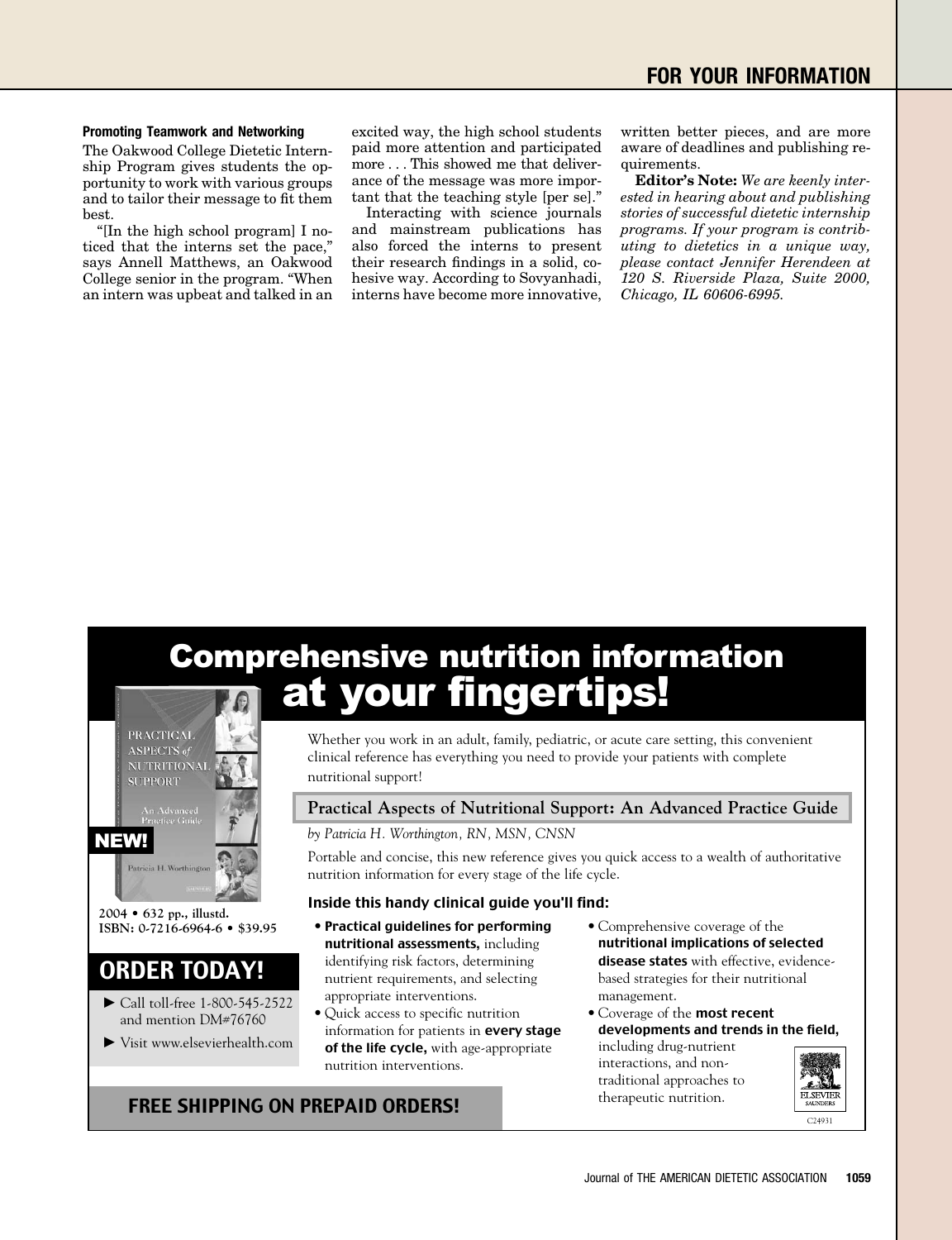### Promoting Teamwork and Networking

The Oakwood College Dietetic Internship Program gives students the opportunity to work with various groups and to tailor their message to fit them best.

"[In the high school program] I noticed that the interns set the pace," says Annell Matthews, an Oakwood College senior in the program. "When an intern was upbeat and talked in an excited way, the high school students paid more attention and participated more . . . This showed me that deliverance of the message was more important that the teaching style [per se]."

Interacting with science journals and mainstream publications has also forced the interns to present their research findings in a solid, cohesive way. According to Sovyanhadi, interns have become more innovative, written better pieces, and are more aware of deadlines and publishing requirements.

**Editor's Note:** *We are keenly interested in hearing about and publishing stories of successful dietetic internship programs. If your program is contributing to dietetics in a unique way, please contact Jennifer Herendeen at 120 S. Riverside Plaza, Suite 2000, Chicago, IL 60606-6995.*

# Comprehensive nutrition information at your fingertips!

NEW!

2004 • 632 pp., illustd.
ISBN: 0-7216-6964-6 • $39.95

## ORDER TODAY!

- Call toll-free 1-800-545-2522 and mention DM#76760
- Visit www.elsevierhealth.com

Whether you work in an adult, family, pediatric, or acute care setting, this convenient clinical reference has everything you need to provide your patients with complete nutritional support!

**Practical Aspects of Nutritional Support: An Advanced Practice Guide**

*by Patricia H. Worthington, RN, MSN, CNSN*

Portable and concise, this new reference gives you quick access to a wealth of authoritative nutrition information for every stage of the life cycle.

**Inside this handy clinical guide you'll find:**

- **Practical guidelines for performing nutritional assessments,** including identifying risk factors, determining nutrient requirements, and selecting appropriate interventions.
- Quick access to specific nutrition information for patients in **every stage of the life cycle,** with age-appropriate nutrition interventions.
- Comprehensive coverage of the **nutritional implications of selected disease states** with effective, evidence-based strategies for their nutritional management.
- Coverage of the **most recent developments and trends in the field,** including drug-nutrient interactions, and non-traditional approaches to therapeutic nutrition.

**FREE SHIPPING ON PREPAID ORDERS!**

C24931